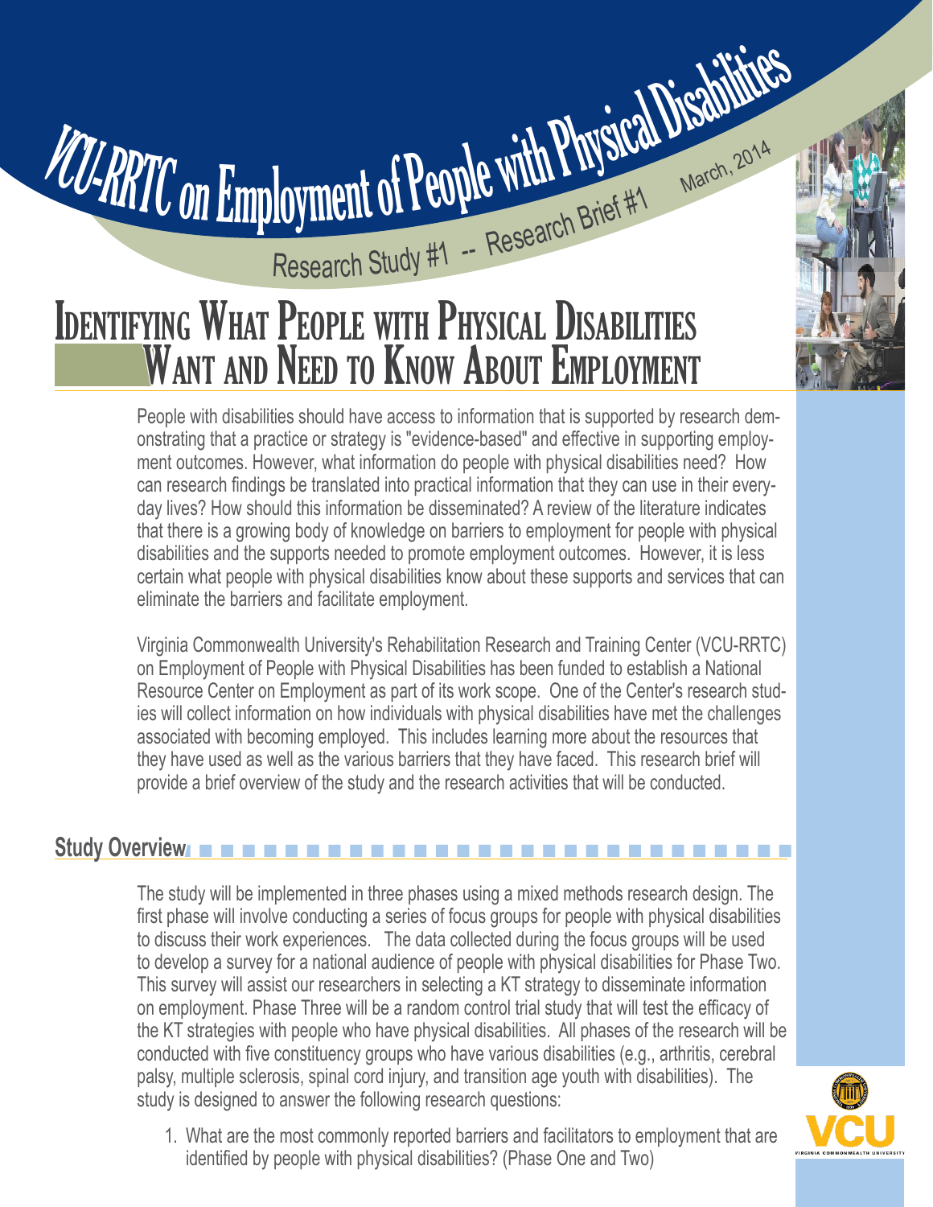VCU-RRTC on Employment of People with Physical Disabilities

Research Study #1 -- Research Brief #1

March, 2014

# Identifying What People with Physical Disabilities Want and Need to Know About Employment

People with disabilities should have access to information that is supported by research demonstrating that a practice or strategy is "evidence-based" and effective in supporting employment outcomes. However, what information do people with physical disabilities need? How can research findings be translated into practical information that they can use in everyday lives? How should this information be disseminated? A review of the literature indicates that there is a growing body of knowledge on barriers to employment for people with physical disabilities and the supports needed to promote employment outcomes. However, it is less certain what people with physical disabilities know about these supports and services that can eliminate the barriers and facilitate employment.

Virginia Commonwealth University's Rehabilitation Research and Training Center (VCU-RRTC) on Employment of People with Physical Disabilities has been funded to establish a National Resource Center on Employment as part of its work scope. One of the Center's research studies will collect information on how individuals with physical disabilities have met the challenges associated with becoming employed. This includes learning more about the resources that they have used as well as the various barriers that they have faced. This research brief will provide a brief overview of the study and the research activities that will be conducted.

## Study Overview

The study will be implemented in three phases using a mixed methods research design. The first phase will involve conducting a series of focus groups for people with physical disabilities to discuss their work experiences. The data collected during the focus groups will be used to develop a survey for a national audience of people with physical disabilities for Phase Two. This survey will assist our researchers in selecting a KT strategy to disseminate information on employment. Phase Three will be a random control trial study that will test the efficacy of the KT strategies with people who have physical disabilities. All phases of the research will be conducted with five constituency groups who have various disabilities (e.g., arthritis, cerebral palsy, multiple sclerosis, spinal cord injury, and transition age youth with disabilities). The study is designed to answer the following research questions:

1. What are the most commonly reported barriers and facilitators to employment that are identified by people with physical disabilities? (Phase One and Two)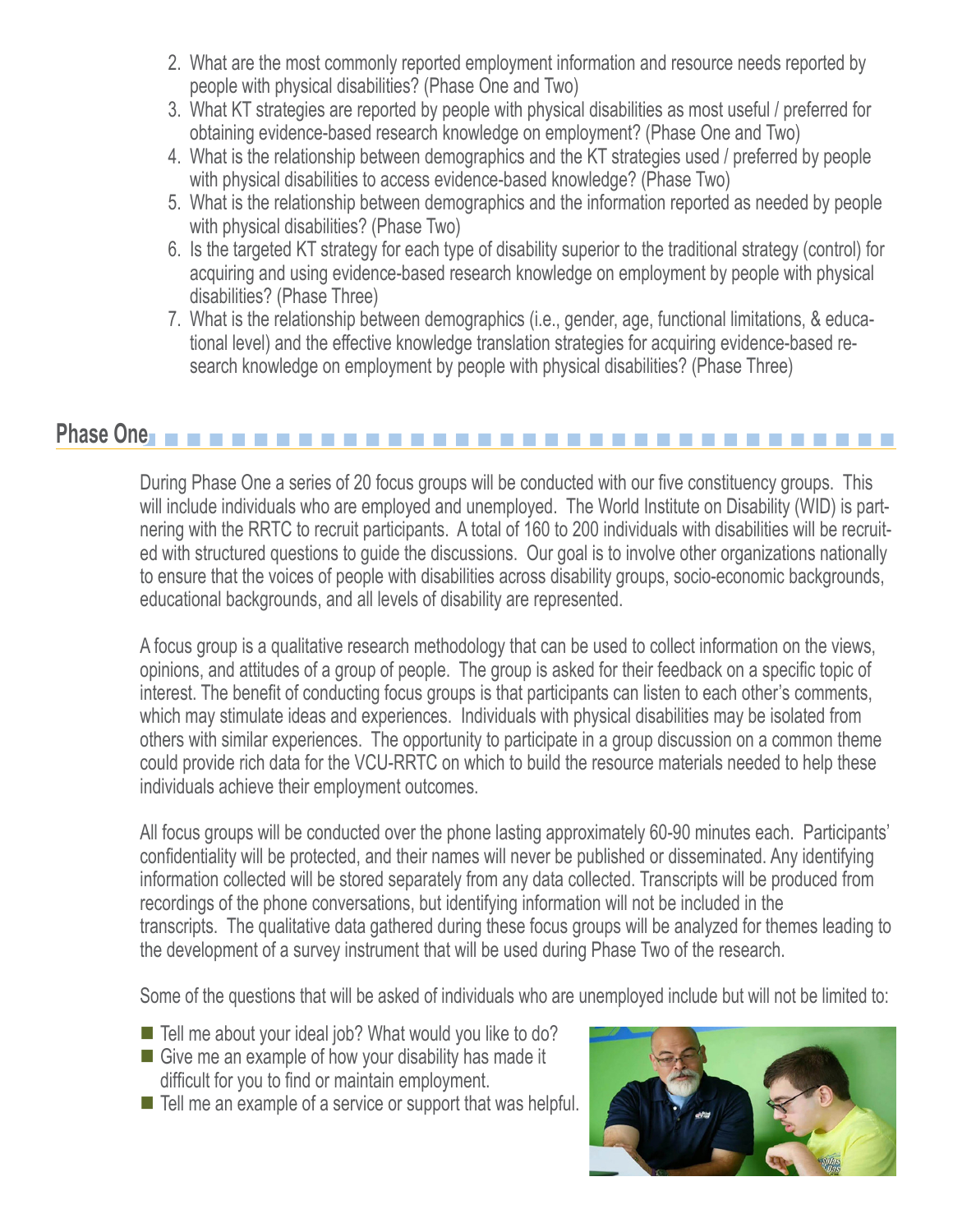2. What are the most commonly reported employment information and resource needs reported by people with physical disabilities? (Phase One and Two)
3. What KT strategies are reported by people with physical disabilities as most useful / preferred for obtaining evidence-based research knowledge on employment? (Phase One and Two)
4. What is the relationship between demographics and the KT strategies used / preferred by people with physical disabilities to access evidence-based knowledge? (Phase Two)
5. What is the relationship between demographics and the information reported as needed by people with physical disabilities? (Phase Two)
6. Is the targeted KT strategy for each type of disability superior to the traditional strategy (control) for acquiring and using evidence-based research knowledge on employment by people with physical disabilities? (Phase Three)
7. What is the relationship between demographics (i.e., gender, age, functional limitations, & educational level) and the effective knowledge translation strategies for acquiring evidence-based research knowledge on employment by people with physical disabilities? (Phase Three)

## Phase One

During Phase One a series of 20 focus groups will be conducted with our five constituency groups. This will include individuals who are employed and unemployed. The World Institute on Disability (WID) is partnering with the RRTC to recruit participants. A total of 160 to 200 individuals with disabilities will be recruited with structured questions to guide the discussions. Our goal is to involve other organizations nationally to ensure that the voices of people with disabilities across disability groups, socio-economic backgrounds, educational backgrounds, and all levels of disability are represented.

A focus group is a qualitative research methodology that can be used to collect information on the views, opinions, and attitudes of a group of people. The group is asked for their feedback on a specific topic of interest. The benefit of conducting focus groups is that participants can listen to each other's comments, which may stimulate ideas and experiences. Individuals with physical disabilities may be isolated from others with similar experiences. The opportunity to participate in a group discussion on a common theme could provide rich data for the VCU-RRTC on which to build the resource materials needed to help these individuals achieve their employment outcomes.

All focus groups will be conducted over the phone lasting approximately 60-90 minutes each. Participants' confidentiality will be protected, and their names will never be published or disseminated. Any identifying information collected will be stored separately from any data collected. Transcripts will be produced from recordings of the phone conversations, but identifying information will not be included in the transcripts. The qualitative data gathered during these focus groups will be analyzed for themes leading to the development of a survey instrument that will be used during Phase Two of the research.

Some of the questions that will be asked of individuals who are unemployed include but will not be limited to:

- Tell me about your ideal job? What would you like to do?
- Give me an example of how your disability has made it difficult for you to find or maintain employment.
- Tell me an example of a service or support that was helpful.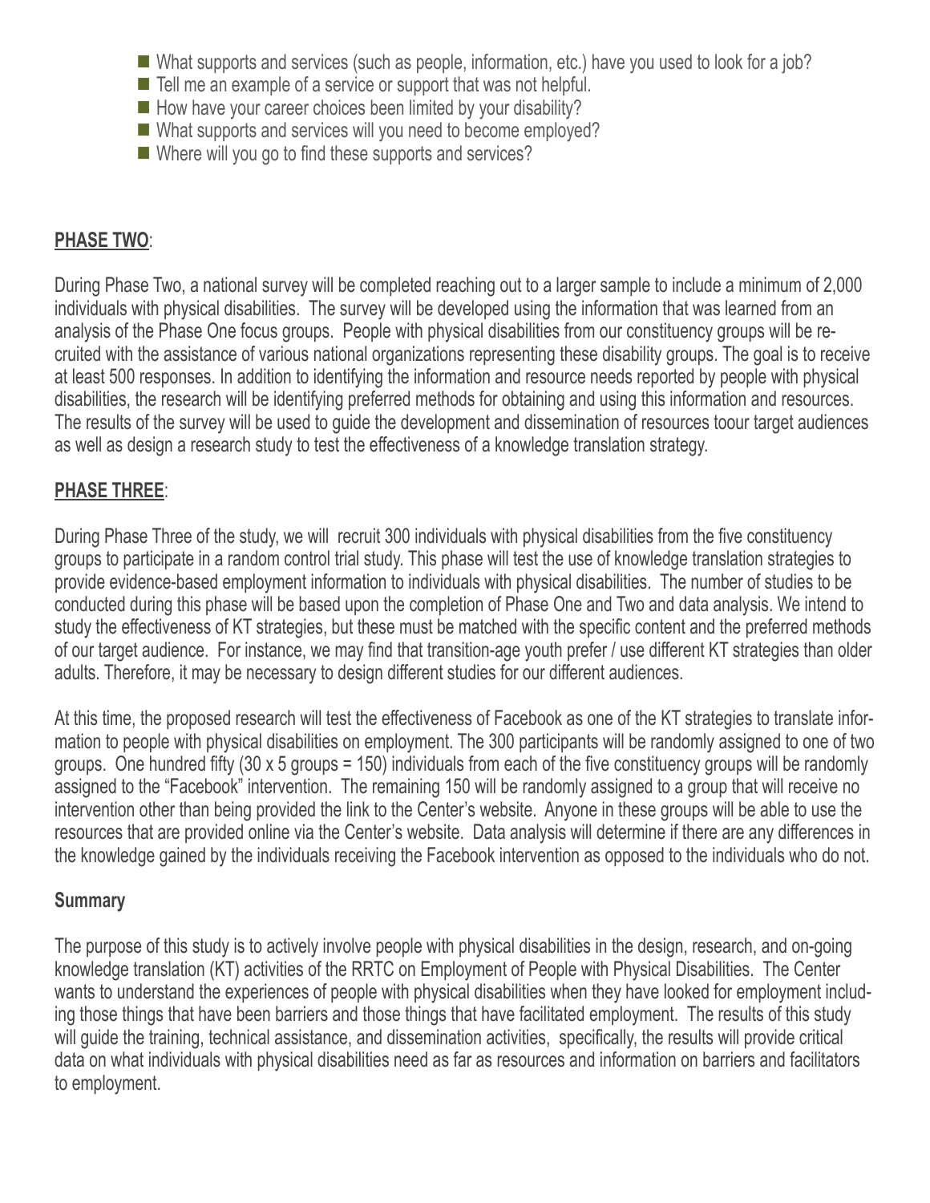- What supports and services (such as people, information, etc.) have you used to look for a job?
- Tell me an example of a service or support that was not helpful.
- How have your career choices been limited by your disability?
- What supports and services will you need to become employed?
- Where will you go to find these supports and services?

**PHASE TWO**:

During Phase Two, a national survey will be completed reaching out to a larger sample to include a minimum of 2,000 individuals with physical disabilities. The survey will be developed using the information that was learned from an analysis of the Phase One focus groups. People with physical disabilities from our constituency groups will be recruited with the assistance of various national organizations representing these disability groups. The goal is to receive at least 500 responses. In addition to identifying the information and resource needs reported by people with physical disabilities, the research will be identifying preferred methods for obtaining and using this information and resources. The results of the survey will be used to guide the development and dissemination of resources toour target audiences as well as design a research study to test the effectiveness of a knowledge translation strategy.

**PHASE THREE**:

During Phase Three of the study, we will recruit 300 individuals with physical disabilities from the five constituency groups to participate in a random control trial study. This phase will test the use of knowledge translation strategies to provide evidence-based employment information to individuals with physical disabilities. The number of studies to be conducted during this phase will be based upon the completion of Phase One and Two and data analysis. We intend to study the effectiveness of KT strategies, but these must be matched with the specific content and the preferred methods of our target audience. For instance, we may find that transition-age youth prefer / use different KT strategies than older adults. Therefore, it may be necessary to design different studies for our different audiences.

At this time, the proposed research will test the effectiveness of Facebook as one of the KT strategies to translate information to people with physical disabilities on employment. The 300 participants will be randomly assigned to one of two groups. One hundred fifty (30 x 5 groups = 150) individuals from each of the five constituency groups will be randomly assigned to the "Facebook" intervention. The remaining 150 will be randomly assigned to a group that will receive no intervention other than being provided the link to the Center's website. Anyone in these groups will be able to use the resources that are provided online via the Center's website. Data analysis will determine if there are any differences in the knowledge gained by the individuals receiving the Facebook intervention as opposed to the individuals who do not.

**Summary**

The purpose of this study is to actively involve people with physical disabilities in the design, research, and on-going knowledge translation (KT) activities of the RRTC on Employment of People with Physical Disabilities. The Center wants to understand the experiences of people with physical disabilities when they have looked for employment including those things that have been barriers and those things that have facilitated employment. The results of this study will guide the training, technical assistance, and dissemination activities, specifically, the results will provide critical data on what individuals with physical disabilities need as far as resources and information on barriers and facilitators to employment.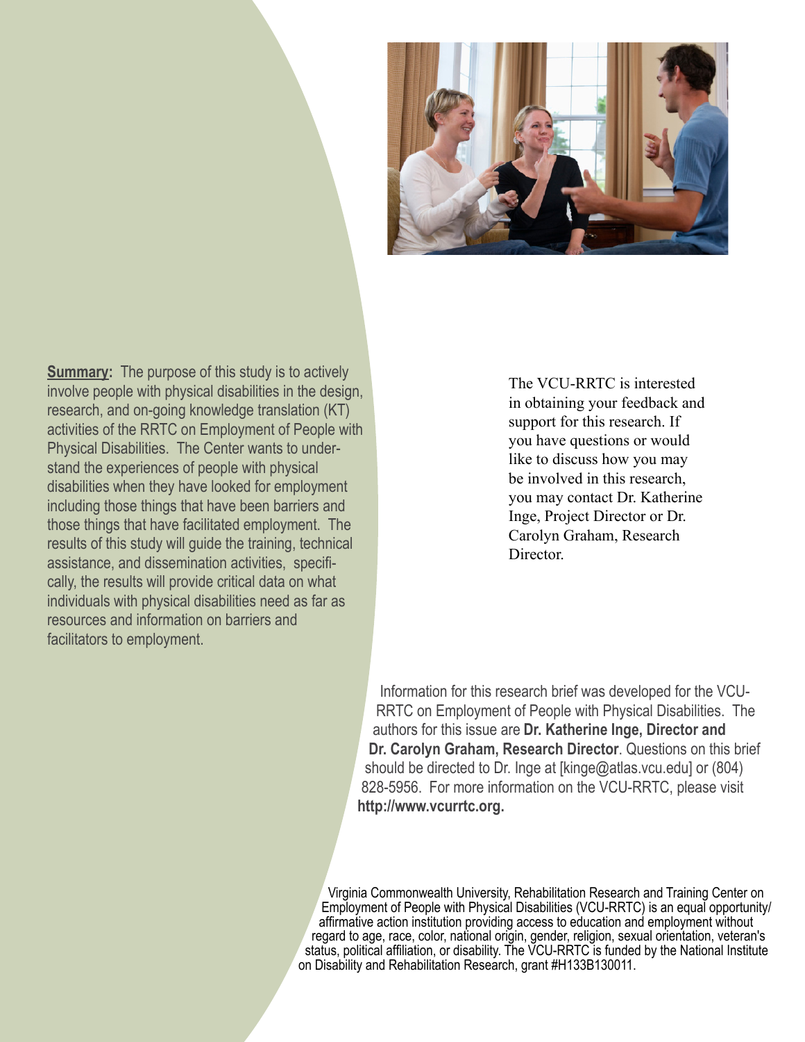**Summary:** The purpose of this study is to actively involve people with physical disabilities in the design, research, and on-going knowledge translation (KT) activities of the RRTC on Employment of People with Physical Disabilities. The Center wants to understand the experiences of people with physical disabilities when they have looked for employment including those things that have been barriers and those things that have facilitated employment. The results of this study will guide the training, technical assistance, and dissemination activities, specifically, the results will provide critical data on what individuals with physical disabilities need as far as resources and information on barriers and facilitators to employment.

The VCU-RRTC is interested in obtaining your feedback and support for this research. If you have questions or would like to discuss how you may be involved in this research, you may contact Dr. Katherine Inge, Project Director or Dr. Carolyn Graham, Research Director.

Information for this research brief was developed for the VCU-RRTC on Employment of People with Physical Disabilities. The authors for this issue are **Dr. Katherine Inge, Director and Dr. Carolyn Graham, Research Director**. Questions on this brief should be directed to Dr. Inge at [kinge@atlas.vcu.edu] or (804) 828-5956. For more information on the VCU-RRTC, please visit **http://www.vcurrtc.org.**

Virginia Commonwealth University, Rehabilitation Research and Training Center on Employment of People with Physical Disabilities (VCU-RRTC) is an equal opportunity/affirmative action institution providing access to education and employment without regard to age, race, color, national origin, gender, religion, sexual orientation, veteran's status, political affiliation, or disability. The VCU-RRTC is funded by the National Institute on Disability and Rehabilitation Research, grant #H133B130011.